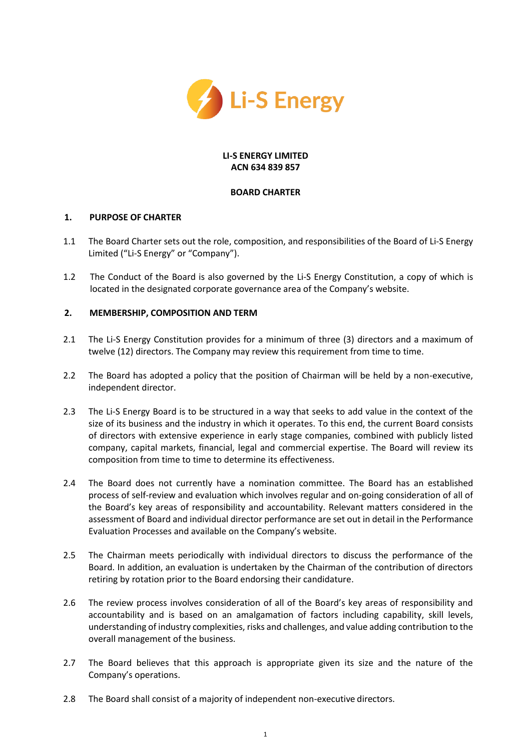**LI-S ENERGY LIMITED**
**ACN 634 839 857**

**BOARD CHARTER**

## 1. PURPOSE OF CHARTER

1.1 The Board Charter sets out the role, composition, and responsibilities of the Board of Li-S Energy Limited ("Li-S Energy" or "Company").

1.2 The Conduct of the Board is also governed by the Li-S Energy Constitution, a copy of which is located in the designated corporate governance area of the Company's website.

## 2. MEMBERSHIP, COMPOSITION AND TERM

2.1 The Li-S Energy Constitution provides for a minimum of three (3) directors and a maximum of twelve (12) directors. The Company may review this requirement from time to time.

2.2 The Board has adopted a policy that the position of Chairman will be held by a non-executive, independent director.

2.3 The Li-S Energy Board is to be structured in a way that seeks to add value in the context of the size of its business and the industry in which it operates. To this end, the current Board consists of directors with extensive experience in early stage companies, combined with publicly listed company, capital markets, financial, legal and commercial expertise. The Board will review its composition from time to time to determine its effectiveness.

2.4 The Board does not currently have a nomination committee. The Board has an established process of self-review and evaluation which involves regular and on-going consideration of all of the Board's key areas of responsibility and accountability. Relevant matters considered in the assessment of Board and individual director performance are set out in detail in the Performance Evaluation Processes and available on the Company's website.

2.5 The Chairman meets periodically with individual directors to discuss the performance of the Board. In addition, an evaluation is undertaken by the Chairman of the contribution of directors retiring by rotation prior to the Board endorsing their candidature.

2.6 The review process involves consideration of all of the Board's key areas of responsibility and accountability and is based on an amalgamation of factors including capability, skill levels, understanding of industry complexities, risks and challenges, and value adding contribution to the overall management of the business.

2.7 The Board believes that this approach is appropriate given its size and the nature of the Company's operations.

2.8 The Board shall consist of a majority of independent non-executive directors.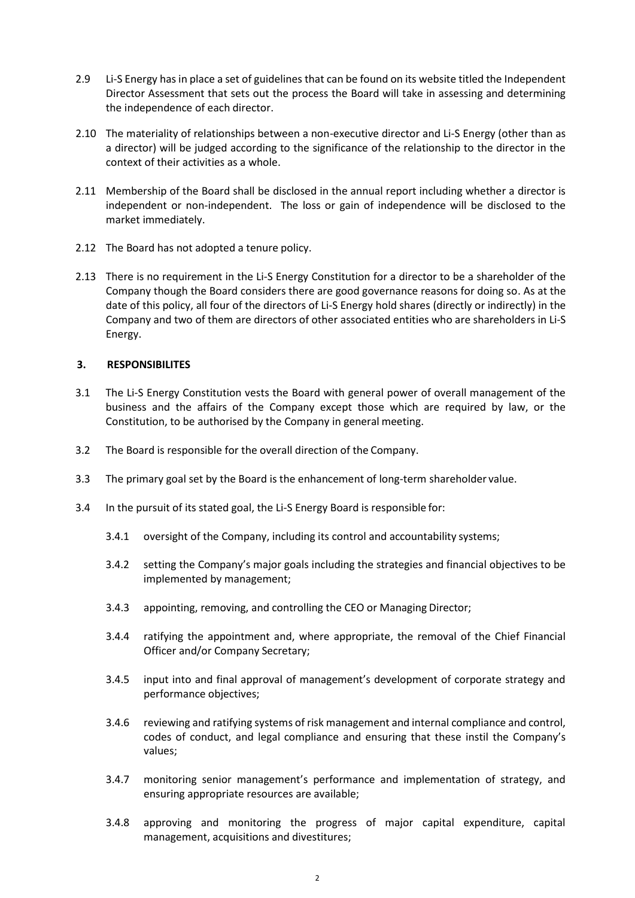2.9 Li-S Energy has in place a set of guidelines that can be found on its website titled the Independent Director Assessment that sets out the process the Board will take in assessing and determining the independence of each director.

2.10 The materiality of relationships between a non-executive director and Li-S Energy (other than as a director) will be judged according to the significance of the relationship to the director in the context of their activities as a whole.

2.11 Membership of the Board shall be disclosed in the annual report including whether a director is independent or non-independent. The loss or gain of independence will be disclosed to the market immediately.

2.12 The Board has not adopted a tenure policy.

2.13 There is no requirement in the Li-S Energy Constitution for a director to be a shareholder of the Company though the Board considers there are good governance reasons for doing so. As at the date of this policy, all four of the directors of Li-S Energy hold shares (directly or indirectly) in the Company and two of them are directors of other associated entities who are shareholders in Li-S Energy.

## 3. RESPONSIBILITES

3.1 The Li-S Energy Constitution vests the Board with general power of overall management of the business and the affairs of the Company except those which are required by law, or the Constitution, to be authorised by the Company in general meeting.

3.2 The Board is responsible for the overall direction of the Company.

3.3 The primary goal set by the Board is the enhancement of long-term shareholder value.

3.4 In the pursuit of its stated goal, the Li-S Energy Board is responsible for:

3.4.1 oversight of the Company, including its control and accountability systems;

3.4.2 setting the Company's major goals including the strategies and financial objectives to be implemented by management;

3.4.3 appointing, removing, and controlling the CEO or Managing Director;

3.4.4 ratifying the appointment and, where appropriate, the removal of the Chief Financial Officer and/or Company Secretary;

3.4.5 input into and final approval of management's development of corporate strategy and performance objectives;

3.4.6 reviewing and ratifying systems of risk management and internal compliance and control, codes of conduct, and legal compliance and ensuring that these instil the Company's values;

3.4.7 monitoring senior management's performance and implementation of strategy, and ensuring appropriate resources are available;

3.4.8 approving and monitoring the progress of major capital expenditure, capital management, acquisitions and divestitures;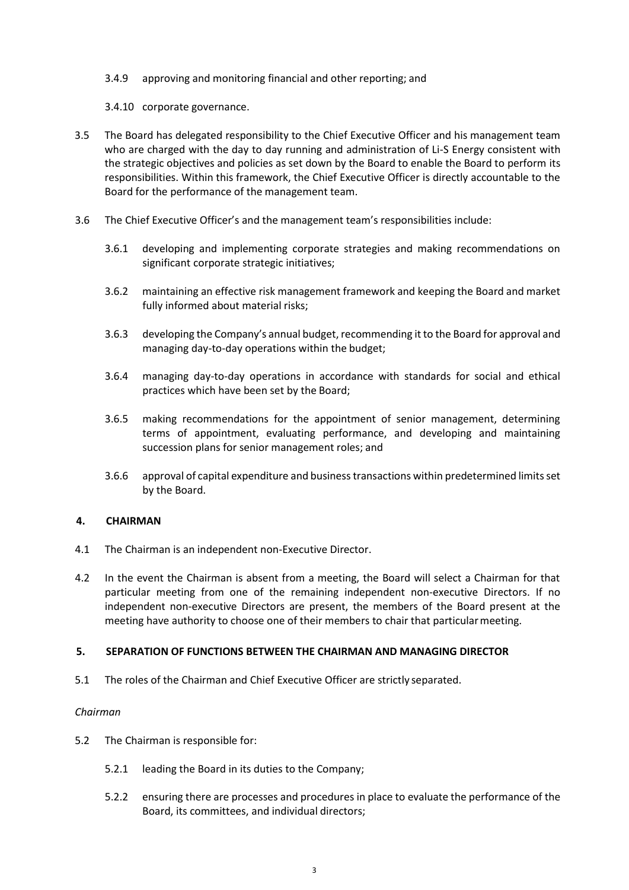3.4.9 approving and monitoring financial and other reporting; and

3.4.10 corporate governance.

3.5 The Board has delegated responsibility to the Chief Executive Officer and his management team who are charged with the day to day running and administration of Li-S Energy consistent with the strategic objectives and policies as set down by the Board to enable the Board to perform its responsibilities. Within this framework, the Chief Executive Officer is directly accountable to the Board for the performance of the management team.

3.6 The Chief Executive Officer's and the management team's responsibilities include:

3.6.1 developing and implementing corporate strategies and making recommendations on significant corporate strategic initiatives;

3.6.2 maintaining an effective risk management framework and keeping the Board and market fully informed about material risks;

3.6.3 developing the Company's annual budget, recommending it to the Board for approval and managing day-to-day operations within the budget;

3.6.4 managing day-to-day operations in accordance with standards for social and ethical practices which have been set by the Board;

3.6.5 making recommendations for the appointment of senior management, determining terms of appointment, evaluating performance, and developing and maintaining succession plans for senior management roles; and

3.6.6 approval of capital expenditure and business transactions within predetermined limits set by the Board.

## 4. CHAIRMAN

4.1 The Chairman is an independent non-Executive Director.

4.2 In the event the Chairman is absent from a meeting, the Board will select a Chairman for that particular meeting from one of the remaining independent non-executive Directors. If no independent non-executive Directors are present, the members of the Board present at the meeting have authority to choose one of their members to chair that particular meeting.

## 5. SEPARATION OF FUNCTIONS BETWEEN THE CHAIRMAN AND MANAGING DIRECTOR

5.1 The roles of the Chairman and Chief Executive Officer are strictly separated.

*Chairman*

5.2 The Chairman is responsible for:

5.2.1 leading the Board in its duties to the Company;

5.2.2 ensuring there are processes and procedures in place to evaluate the performance of the Board, its committees, and individual directors;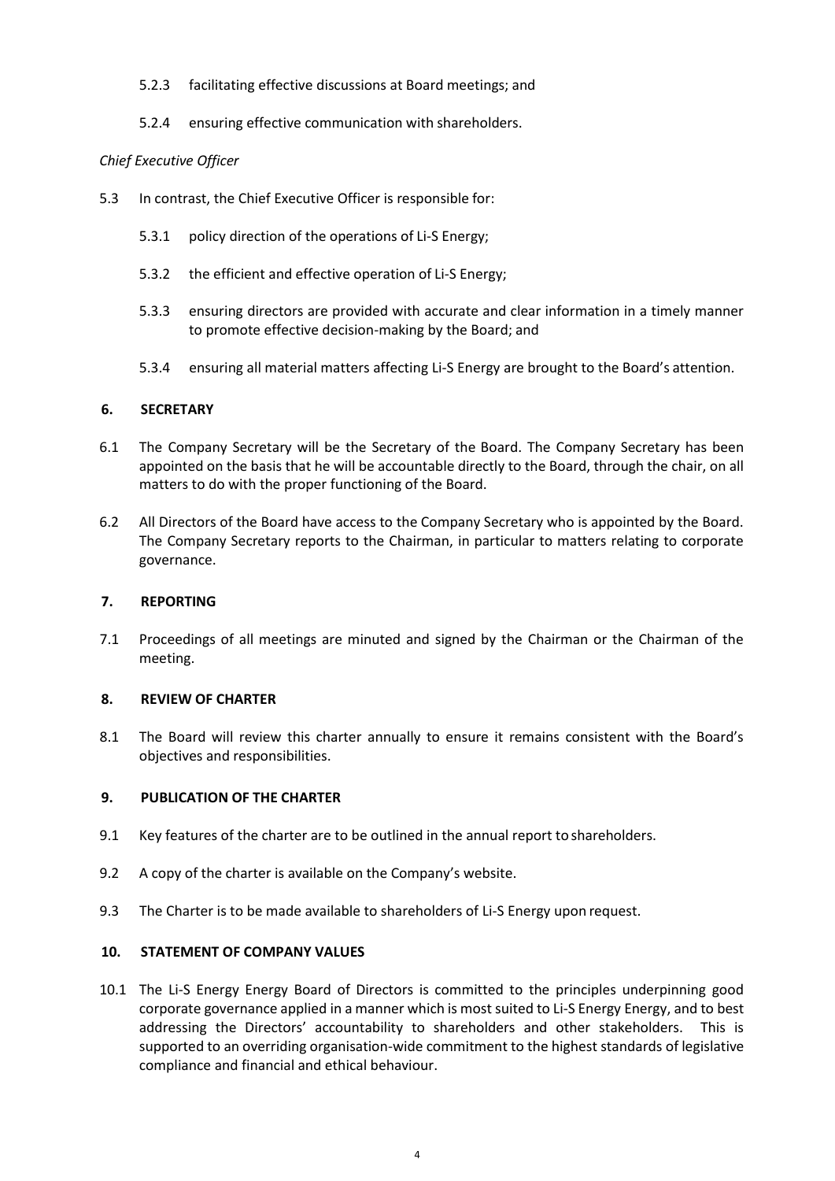5.2.3 facilitating effective discussions at Board meetings; and

5.2.4 ensuring effective communication with shareholders.

*Chief Executive Officer*

5.3 In contrast, the Chief Executive Officer is responsible for:

5.3.1 policy direction of the operations of Li-S Energy;

5.3.2 the efficient and effective operation of Li-S Energy;

5.3.3 ensuring directors are provided with accurate and clear information in a timely manner to promote effective decision-making by the Board; and

5.3.4 ensuring all material matters affecting Li-S Energy are brought to the Board's attention.

## 6. SECRETARY

6.1 The Company Secretary will be the Secretary of the Board. The Company Secretary has been appointed on the basis that he will be accountable directly to the Board, through the chair, on all matters to do with the proper functioning of the Board.

6.2 All Directors of the Board have access to the Company Secretary who is appointed by the Board. The Company Secretary reports to the Chairman, in particular to matters relating to corporate governance.

## 7. REPORTING

7.1 Proceedings of all meetings are minuted and signed by the Chairman or the Chairman of the meeting.

## 8. REVIEW OF CHARTER

8.1 The Board will review this charter annually to ensure it remains consistent with the Board's objectives and responsibilities.

## 9. PUBLICATION OF THE CHARTER

9.1 Key features of the charter are to be outlined in the annual report to shareholders.

9.2 A copy of the charter is available on the Company's website.

9.3 The Charter is to be made available to shareholders of Li-S Energy upon request.

## 10. STATEMENT OF COMPANY VALUES

10.1 The Li-S Energy Energy Board of Directors is committed to the principles underpinning good corporate governance applied in a manner which is most suited to Li-S Energy Energy, and to best addressing the Directors' accountability to shareholders and other stakeholders. This is supported to an overriding organisation-wide commitment to the highest standards of legislative compliance and financial and ethical behaviour.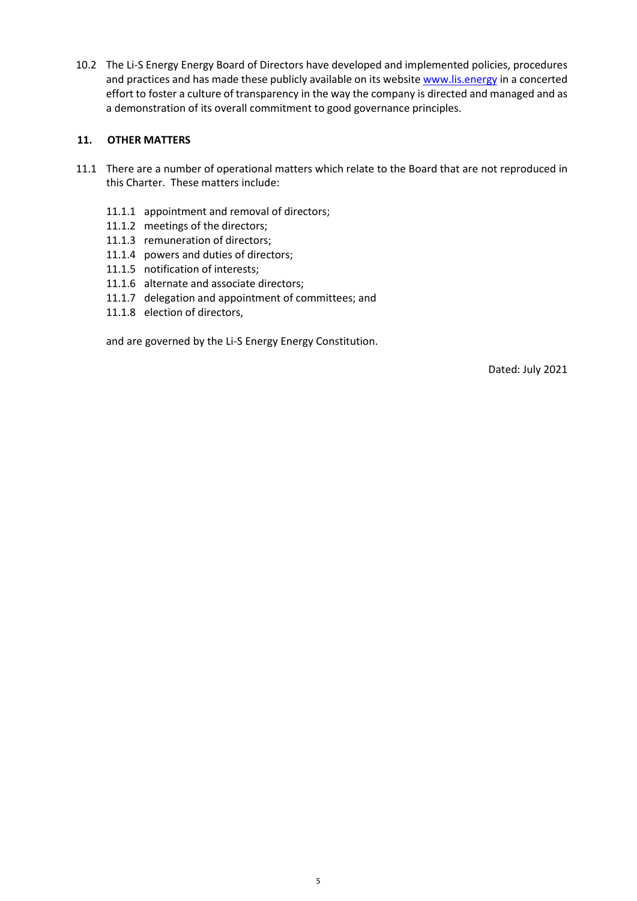10.2 The Li-S Energy Energy Board of Directors have developed and implemented policies, procedures and practices and has made these publicly available on its website [www.lis.energy](http://www.lis.energy) in a concerted effort to foster a culture of transparency in the way the company is directed and managed and as a demonstration of its overall commitment to good governance principles.

## 11. OTHER MATTERS

11.1 There are a number of operational matters which relate to the Board that are not reproduced in this Charter. These matters include:

- 11.1.1 appointment and removal of directors;
- 11.1.2 meetings of the directors;
- 11.1.3 remuneration of directors;
- 11.1.4 powers and duties of directors;
- 11.1.5 notification of interests;
- 11.1.6 alternate and associate directors;
- 11.1.7 delegation and appointment of committees; and
- 11.1.8 election of directors,

and are governed by the Li-S Energy Energy Constitution.

Dated: July 2021